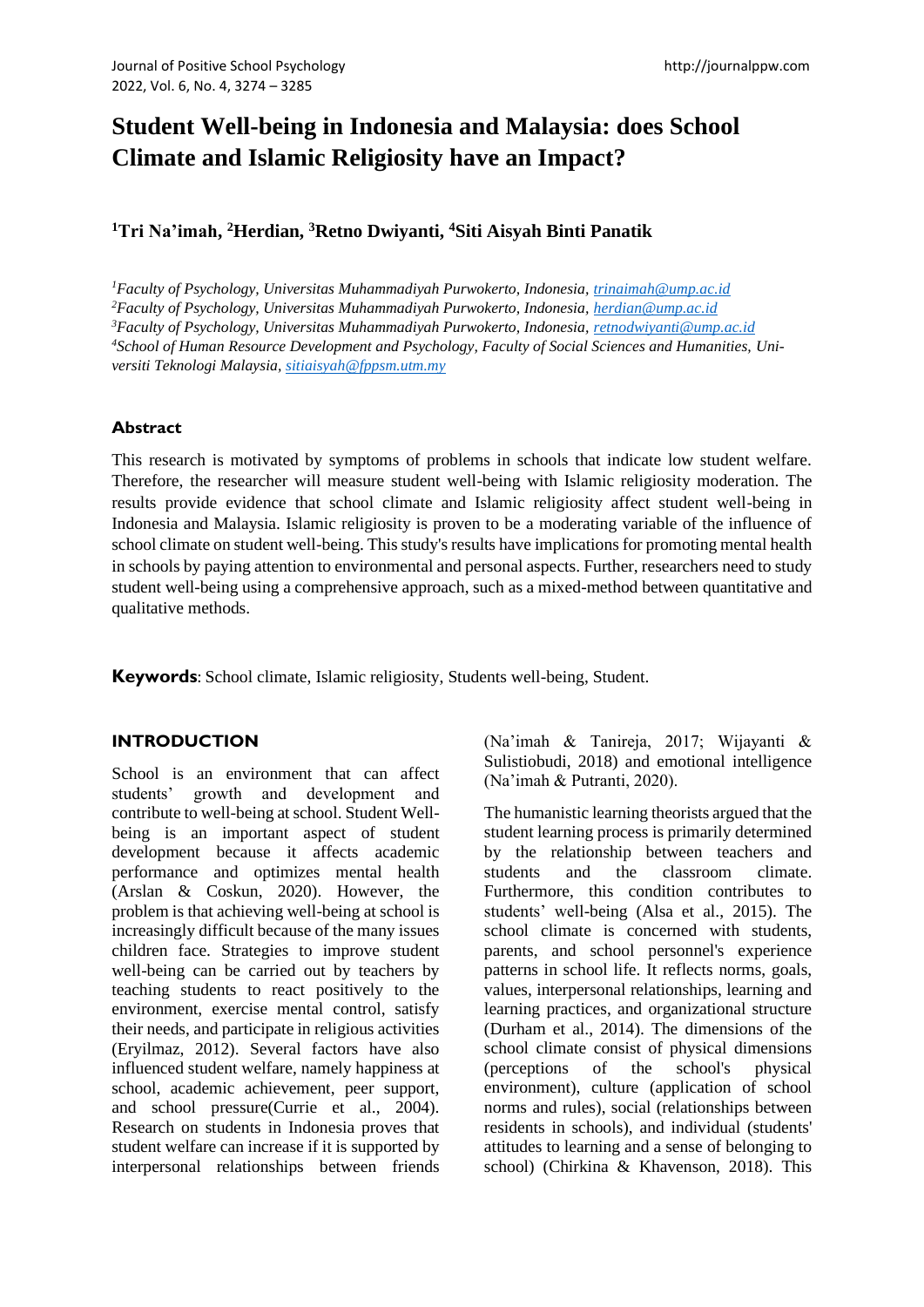# Student Well-being in Indonesia and Malaysia: does School Climate and Islamic Religiosity have an Impact?

**[1]Tri Na'imah, [2]Herdian, [3]Retno Dwiyanti, [4]Siti Aisyah Binti Panatik**

[1]*Faculty of Psychology, Universitas Muhammadiyah Purwokerto, Indonesia, trinaimah@ump.ac.id*
[2]*Faculty of Psychology, Universitas Muhammadiyah Purwokerto, Indonesia, herdian@ump.ac.id*
[3]*Faculty of Psychology, Universitas Muhammadiyah Purwokerto, Indonesia, retnodwiyanti@ump.ac.id*
[4]*School of Human Resource Development and Psychology, Faculty of Social Sciences and Humanities, Universiti Teknologi Malaysia, sitiaisyah@fppsm.utm.my*

## Abstract

This research is motivated by symptoms of problems in schools that indicate low student welfare. Therefore, the researcher will measure student well-being with Islamic religiosity moderation. The results provide evidence that school climate and Islamic religiosity affect student well-being in Indonesia and Malaysia. Islamic religiosity is proven to be a moderating variable of the influence of school climate on student well-being. This study's results have implications for promoting mental health in schools by paying attention to environmental and personal aspects. Further, researchers need to study student well-being using a comprehensive approach, such as a mixed-method between quantitative and qualitative methods.

**Keywords**: School climate, Islamic religiosity, Students well-being, Student.

## INTRODUCTION

School is an environment that can affect students' growth and development and contribute to well-being at school. Student Well-being is an important aspect of student development because it affects academic performance and optimizes mental health (Arslan & Coskun, 2020). However, the problem is that achieving well-being at school is increasingly difficult because of the many issues children face. Strategies to improve student well-being can be carried out by teachers by teaching students to react positively to the environment, exercise mental control, satisfy their needs, and participate in religious activities (Eryilmaz, 2012). Several factors have also influenced student welfare, namely happiness at school, academic achievement, peer support, and school pressure(Currie et al., 2004). Research on students in Indonesia proves that student welfare can increase if it is supported by interpersonal relationships between friends (Na'imah & Tanireja, 2017; Wijayanti & Sulistiobudi, 2018) and emotional intelligence (Na'imah & Putranti, 2020).

The humanistic learning theorists argued that the student learning process is primarily determined by the relationship between teachers and students and the classroom climate. Furthermore, this condition contributes to students' well-being (Alsa et al., 2015). The school climate is concerned with students, parents, and school personnel's experience patterns in school life. It reflects norms, goals, values, interpersonal relationships, learning and learning practices, and organizational structure (Durham et al., 2014). The dimensions of the school climate consist of physical dimensions (perceptions of the school's physical environment), culture (application of school norms and rules), social (relationships between residents in schools), and individual (students' attitudes to learning and a sense of belonging to school) (Chirkina & Khavenson, 2018). This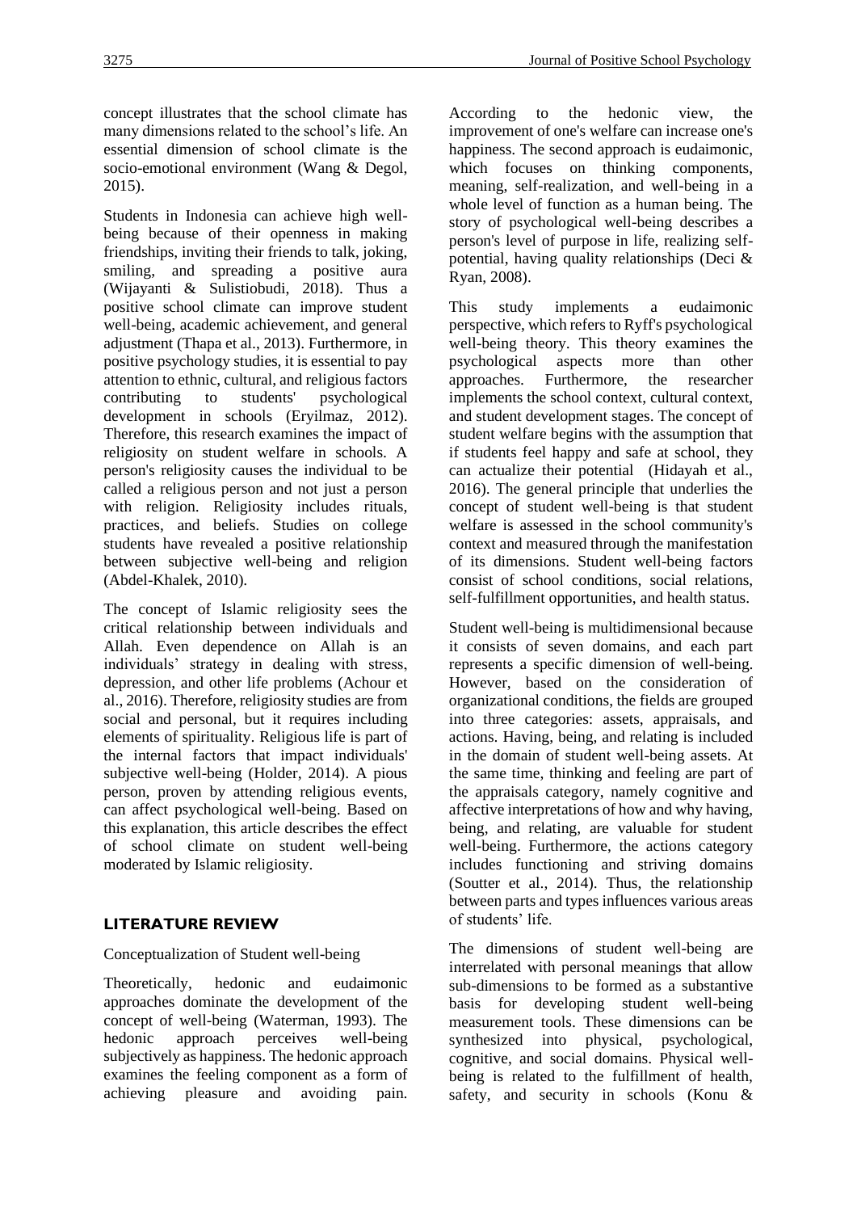concept illustrates that the school climate has many dimensions related to the school's life. An essential dimension of school climate is the socio-emotional environment (Wang & Degol, 2015).

Students in Indonesia can achieve high well-being because of their openness in making friendships, inviting their friends to talk, joking, smiling, and spreading a positive aura (Wijayanti & Sulistiobudi, 2018). Thus a positive school climate can improve student well-being, academic achievement, and general adjustment (Thapa et al., 2013). Furthermore, in positive psychology studies, it is essential to pay attention to ethnic, cultural, and religious factors contributing to students' psychological development in schools (Eryilmaz, 2012). Therefore, this research examines the impact of religiosity on student welfare in schools. A person's religiosity causes the individual to be called a religious person and not just a person with religion. Religiosity includes rituals, practices, and beliefs. Studies on college students have revealed a positive relationship between subjective well-being and religion (Abdel-Khalek, 2010).

The concept of Islamic religiosity sees the critical relationship between individuals and Allah. Even dependence on Allah is an individuals' strategy in dealing with stress, depression, and other life problems (Achour et al., 2016). Therefore, religiosity studies are from social and personal, but it requires including elements of spirituality. Religious life is part of the internal factors that impact individuals' subjective well-being (Holder, 2014). A pious person, proven by attending religious events, can affect psychological well-being. Based on this explanation, this article describes the effect of school climate on student well-being moderated by Islamic religiosity.

## LITERATURE REVIEW

### Conceptualization of Student well-being

Theoretically, hedonic and eudaimonic approaches dominate the development of the concept of well-being (Waterman, 1993). The hedonic approach perceives well-being subjectively as happiness. The hedonic approach examines the feeling component as a form of achieving pleasure and avoiding pain. According to the hedonic view, the improvement of one's welfare can increase one's happiness. The second approach is eudaimonic, which focuses on thinking components, meaning, self-realization, and well-being in a whole level of function as a human being. The story of psychological well-being describes a person's level of purpose in life, realizing self-potential, having quality relationships (Deci & Ryan, 2008).

This study implements a eudaimonic perspective, which refers to Ryff's psychological well-being theory. This theory examines the psychological aspects more than other approaches. Furthermore, the researcher implements the school context, cultural context, and student development stages. The concept of student welfare begins with the assumption that if students feel happy and safe at school, they can actualize their potential (Hidayah et al., 2016). The general principle that underlies the concept of student well-being is that student welfare is assessed in the school community's context and measured through the manifestation of its dimensions. Student well-being factors consist of school conditions, social relations, self-fulfillment opportunities, and health status.

Student well-being is multidimensional because it consists of seven domains, and each part represents a specific dimension of well-being. However, based on the consideration of organizational conditions, the fields are grouped into three categories: assets, appraisals, and actions. Having, being, and relating is included in the domain of student well-being assets. At the same time, thinking and feeling are part of the appraisals category, namely cognitive and affective interpretations of how and why having, being, and relating, are valuable for student well-being. Furthermore, the actions category includes functioning and striving domains (Soutter et al., 2014). Thus, the relationship between parts and types influences various areas of students' life.

The dimensions of student well-being are interrelated with personal meanings that allow sub-dimensions to be formed as a substantive basis for developing student well-being measurement tools. These dimensions can be synthesized into physical, psychological, cognitive, and social domains. Physical well-being is related to the fulfillment of health, safety, and security in schools (Konu &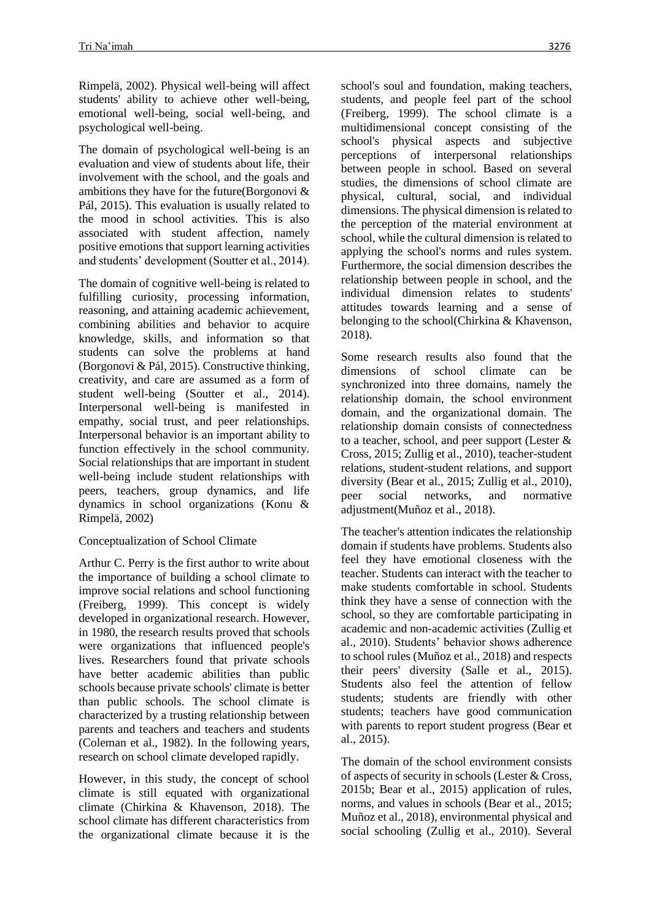Rimpelä, 2002). Physical well-being will affect students' ability to achieve other well-being, emotional well-being, social well-being, and psychological well-being.

The domain of psychological well-being is an evaluation and view of students about life, their involvement with the school, and the goals and ambitions they have for the future(Borgonovi & Pál, 2015). This evaluation is usually related to the mood in school activities. This is also associated with student affection, namely positive emotions that support learning activities and students' development (Soutter et al., 2014).

The domain of cognitive well-being is related to fulfilling curiosity, processing information, reasoning, and attaining academic achievement, combining abilities and behavior to acquire knowledge, skills, and information so that students can solve the problems at hand (Borgonovi & Pál, 2015). Constructive thinking, creativity, and care are assumed as a form of student well-being (Soutter et al., 2014). Interpersonal well-being is manifested in empathy, social trust, and peer relationships. Interpersonal behavior is an important ability to function effectively in the school community. Social relationships that are important in student well-being include student relationships with peers, teachers, group dynamics, and life dynamics in school organizations (Konu & Rimpelä, 2002)

Conceptualization of School Climate

Arthur C. Perry is the first author to write about the importance of building a school climate to improve social relations and school functioning (Freiberg, 1999). This concept is widely developed in organizational research. However, in 1980, the research results proved that schools were organizations that influenced people's lives. Researchers found that private schools have better academic abilities than public schools because private schools' climate is better than public schools. The school climate is characterized by a trusting relationship between parents and teachers and teachers and students (Coleman et al., 1982). In the following years, research on school climate developed rapidly.

However, in this study, the concept of school climate is still equated with organizational climate (Chirkina & Khavenson, 2018). The school climate has different characteristics from the organizational climate because it is the school's soul and foundation, making teachers, students, and people feel part of the school (Freiberg, 1999). The school climate is a multidimensional concept consisting of the school's physical aspects and subjective perceptions of interpersonal relationships between people in school. Based on several studies, the dimensions of school climate are physical, cultural, social, and individual dimensions. The physical dimension is related to the perception of the material environment at school, while the cultural dimension is related to applying the school's norms and rules system. Furthermore, the social dimension describes the relationship between people in school, and the individual dimension relates to students' attitudes towards learning and a sense of belonging to the school(Chirkina & Khavenson, 2018).

Some research results also found that the dimensions of school climate can be synchronized into three domains, namely the relationship domain, the school environment domain, and the organizational domain. The relationship domain consists of connectedness to a teacher, school, and peer support (Lester & Cross, 2015; Zullig et al., 2010), teacher-student relations, student-student relations, and support diversity (Bear et al., 2015; Zullig et al., 2010), peer social networks, and normative adjustment(Muñoz et al., 2018).

The teacher's attention indicates the relationship domain if students have problems. Students also feel they have emotional closeness with the teacher. Students can interact with the teacher to make students comfortable in school. Students think they have a sense of connection with the school, so they are comfortable participating in academic and non-academic activities (Zullig et al., 2010). Students' behavior shows adherence to school rules (Muñoz et al., 2018) and respects their peers' diversity (Salle et al., 2015). Students also feel the attention of fellow students; students are friendly with other students; teachers have good communication with parents to report student progress (Bear et al., 2015).

The domain of the school environment consists of aspects of security in schools (Lester & Cross, 2015b; Bear et al., 2015) application of rules, norms, and values in schools (Bear et al., 2015; Muñoz et al., 2018), environmental physical and social schooling (Zullig et al., 2010). Several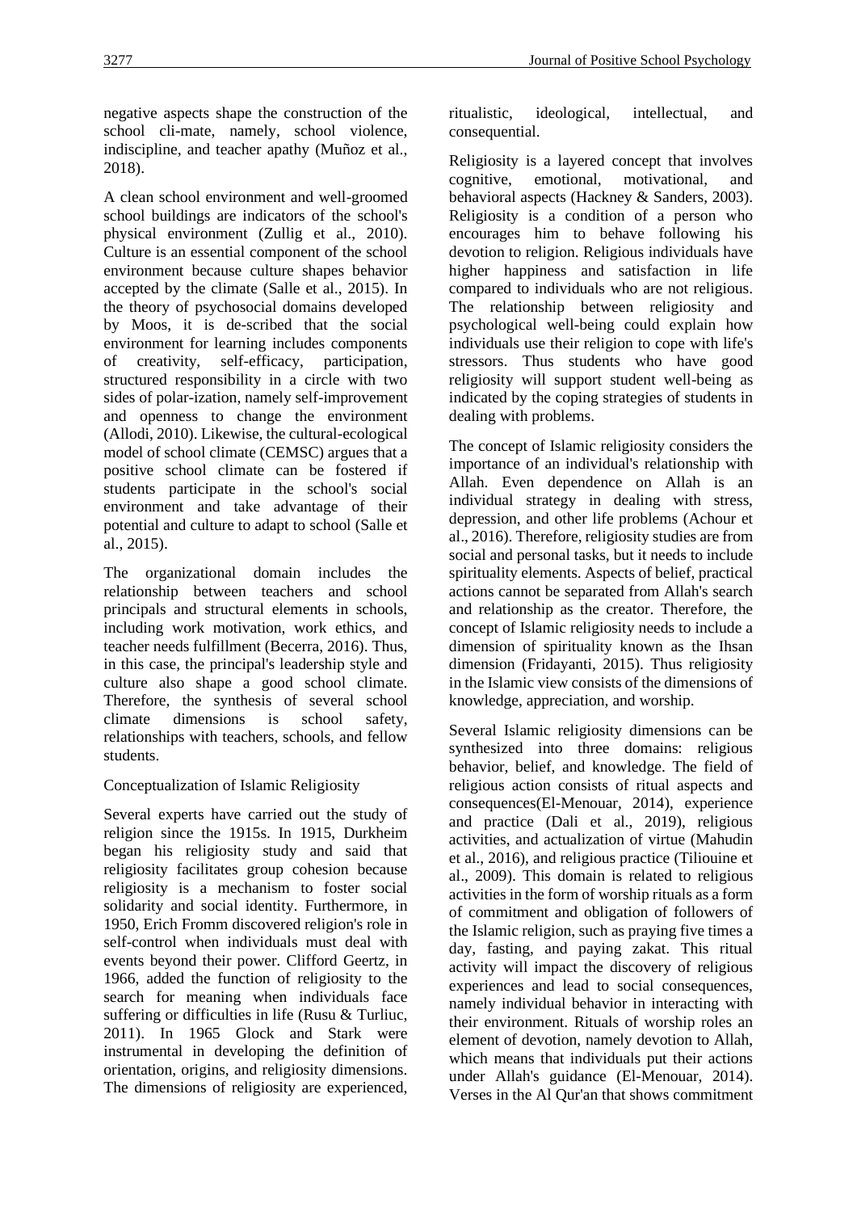negative aspects shape the construction of the school cli-mate, namely, school violence, indiscipline, and teacher apathy (Muñoz et al., 2018).

A clean school environment and well-groomed school buildings are indicators of the school's physical environment (Zullig et al., 2010). Culture is an essential component of the school environment because culture shapes behavior accepted by the climate (Salle et al., 2015). In the theory of psychosocial domains developed by Moos, it is de-scribed that the social environment for learning includes components of creativity, self-efficacy, participation, structured responsibility in a circle with two sides of polar-ization, namely self-improvement and openness to change the environment (Allodi, 2010). Likewise, the cultural-ecological model of school climate (CEMSC) argues that a positive school climate can be fostered if students participate in the school's social environment and take advantage of their potential and culture to adapt to school (Salle et al., 2015).

The organizational domain includes the relationship between teachers and school principals and structural elements in schools, including work motivation, work ethics, and teacher needs fulfillment (Becerra, 2016). Thus, in this case, the principal's leadership style and culture also shape a good school climate. Therefore, the synthesis of several school climate dimensions is school safety, relationships with teachers, schools, and fellow students.

Conceptualization of Islamic Religiosity

Several experts have carried out the study of religion since the 1915s. In 1915, Durkheim began his religiosity study and said that religiosity facilitates group cohesion because religiosity is a mechanism to foster social solidarity and social identity. Furthermore, in 1950, Erich Fromm discovered religion's role in self-control when individuals must deal with events beyond their power. Clifford Geertz, in 1966, added the function of religiosity to the search for meaning when individuals face suffering or difficulties in life (Rusu & Turliuc, 2011). In 1965 Glock and Stark were instrumental in developing the definition of orientation, origins, and religiosity dimensions. The dimensions of religiosity are experienced, ritualistic, ideological, intellectual, and consequential.

Religiosity is a layered concept that involves cognitive, emotional, motivational, and behavioral aspects (Hackney & Sanders, 2003). Religiosity is a condition of a person who encourages him to behave following his devotion to religion. Religious individuals have higher happiness and satisfaction in life compared to individuals who are not religious. The relationship between religiosity and psychological well-being could explain how individuals use their religion to cope with life's stressors. Thus students who have good religiosity will support student well-being as indicated by the coping strategies of students in dealing with problems.

The concept of Islamic religiosity considers the importance of an individual's relationship with Allah. Even dependence on Allah is an individual strategy in dealing with stress, depression, and other life problems (Achour et al., 2016). Therefore, religiosity studies are from social and personal tasks, but it needs to include spirituality elements. Aspects of belief, practical actions cannot be separated from Allah's search and relationship as the creator. Therefore, the concept of Islamic religiosity needs to include a dimension of spirituality known as the Ihsan dimension (Fridayanti, 2015). Thus religiosity in the Islamic view consists of the dimensions of knowledge, appreciation, and worship.

Several Islamic religiosity dimensions can be synthesized into three domains: religious behavior, belief, and knowledge. The field of religious action consists of ritual aspects and consequences(El-Menouar, 2014), experience and practice (Dali et al., 2019), religious activities, and actualization of virtue (Mahudin et al., 2016), and religious practice (Tiliouine et al., 2009). This domain is related to religious activities in the form of worship rituals as a form of commitment and obligation of followers of the Islamic religion, such as praying five times a day, fasting, and paying zakat. This ritual activity will impact the discovery of religious experiences and lead to social consequences, namely individual behavior in interacting with their environment. Rituals of worship roles an element of devotion, namely devotion to Allah, which means that individuals put their actions under Allah's guidance (El-Menouar, 2014). Verses in the Al Qur'an that shows commitment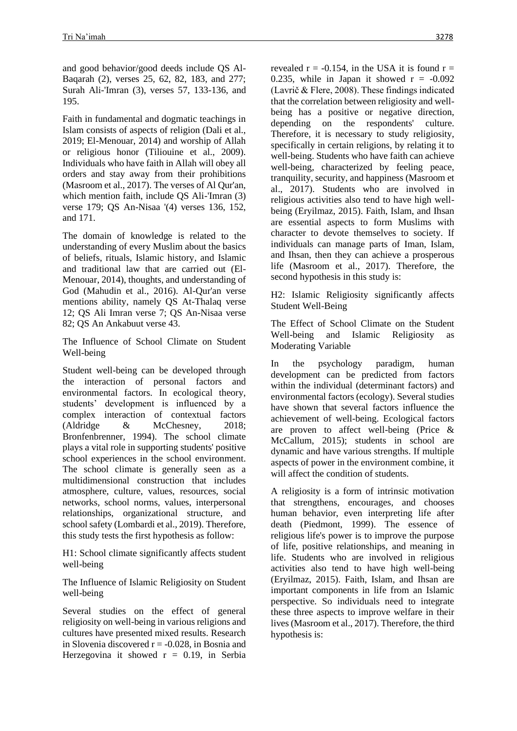and good behavior/good deeds include QS Al-Baqarah (2), verses 25, 62, 82, 183, and 277; Surah Ali-'Imran (3), verses 57, 133-136, and 195.

Faith in fundamental and dogmatic teachings in Islam consists of aspects of religion (Dali et al., 2019; El-Menouar, 2014) and worship of Allah or religious honor (Tiliouine et al., 2009). Individuals who have faith in Allah will obey all orders and stay away from their prohibitions (Masroom et al., 2017). The verses of Al Qur'an, which mention faith, include QS Ali-'Imran (3) verse 179; QS An-Nisaa '(4) verses 136, 152, and 171.

The domain of knowledge is related to the understanding of every Muslim about the basics of beliefs, rituals, Islamic history, and Islamic and traditional law that are carried out (El-Menouar, 2014), thoughts, and understanding of God (Mahudin et al., 2016). Al-Qur'an verse mentions ability, namely QS At-Thalaq verse 12; QS Ali Imran verse 7; QS An-Nisaa verse 82; QS An Ankabuut verse 43.

### The Influence of School Climate on Student Well-being

Student well-being can be developed through the interaction of personal factors and environmental factors. In ecological theory, students' development is influenced by a complex interaction of contextual factors (Aldridge & McChesney, 2018; Bronfenbrenner, 1994). The school climate plays a vital role in supporting students' positive school experiences in the school environment. The school climate is generally seen as a multidimensional construction that includes atmosphere, culture, values, resources, social networks, school norms, values, interpersonal relationships, organizational structure, and school safety (Lombardi et al., 2019). Therefore, this study tests the first hypothesis as follow:

H1: School climate significantly affects student well-being

### The Influence of Islamic Religiosity on Student well-being

Several studies on the effect of general religiosity on well-being in various religions and cultures have presented mixed results. Research in Slovenia discovered $r = -0.028$, in Bosnia and Herzegovina it showed $r = 0.19$, in Serbia revealed $r = -0.154$, in the USA it is found $r = 0.235$, while in Japan it showed $r = -0.092$ (Lavrič & Flere, 2008). These findings indicated that the correlation between religiosity and well-being has a positive or negative direction, depending on the respondents' culture. Therefore, it is necessary to study religiosity, specifically in certain religions, by relating it to well-being. Students who have faith can achieve well-being, characterized by feeling peace, tranquility, security, and happiness (Masroom et al., 2017). Students who are involved in religious activities also tend to have high well-being (Eryilmaz, 2015). Faith, Islam, and Ihsan are essential aspects to form Muslims with character to devote themselves to society. If individuals can manage parts of Iman, Islam, and Ihsan, then they can achieve a prosperous life (Masroom et al., 2017). Therefore, the second hypothesis in this study is:

H2: Islamic Religiosity significantly affects Student Well-Being

### The Effect of School Climate on the Student Well-being and Islamic Religiosity as Moderating Variable

In the psychology paradigm, human development can be predicted from factors within the individual (determinant factors) and environmental factors (ecology). Several studies have shown that several factors influence the achievement of well-being. Ecological factors are proven to affect well-being (Price & McCallum, 2015); students in school are dynamic and have various strengths. If multiple aspects of power in the environment combine, it will affect the condition of students.

A religiosity is a form of intrinsic motivation that strengthens, encourages, and chooses human behavior, even interpreting life after death (Piedmont, 1999). The essence of religious life's power is to improve the purpose of life, positive relationships, and meaning in life. Students who are involved in religious activities also tend to have high well-being (Eryilmaz, 2015). Faith, Islam, and Ihsan are important components in life from an Islamic perspective. So individuals need to integrate these three aspects to improve welfare in their lives (Masroom et al., 2017). Therefore, the third hypothesis is: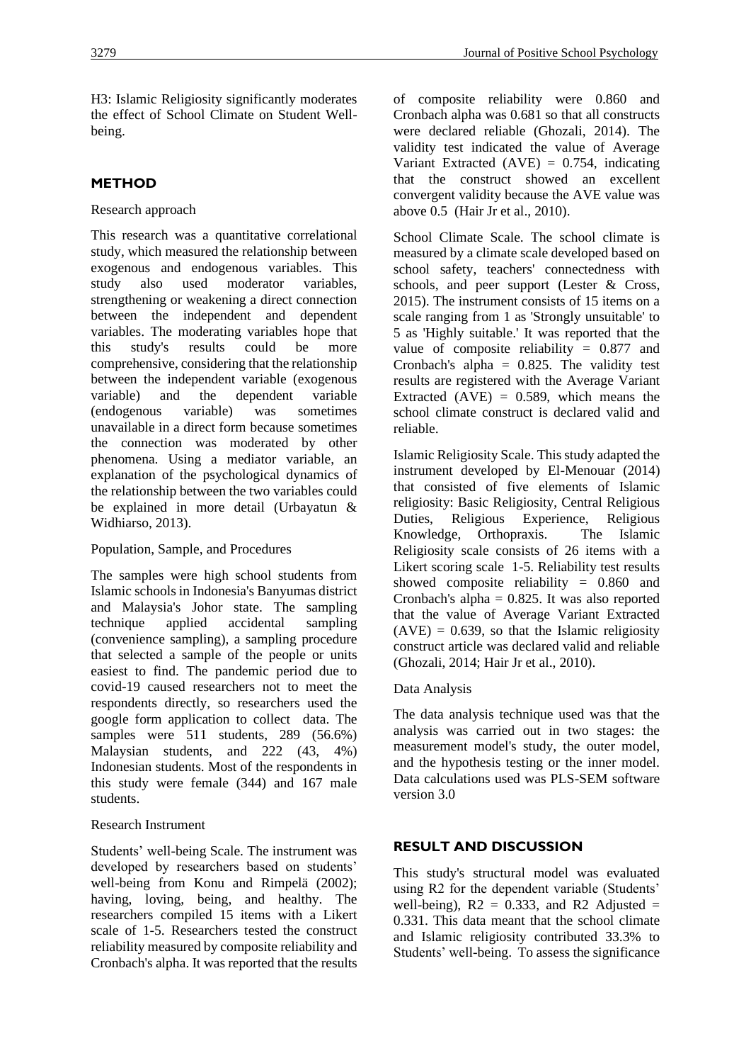H3: Islamic Religiosity significantly moderates the effect of School Climate on Student Well-being.

## METHOD

Research approach

This research was a quantitative correlational study, which measured the relationship between exogenous and endogenous variables. This study also used moderator variables, strengthening or weakening a direct connection between the independent and dependent variables. The moderating variables hope that this study's results could be more comprehensive, considering that the relationship between the independent variable (exogenous variable) and the dependent variable (endogenous variable) was sometimes unavailable in a direct form because sometimes the connection was moderated by other phenomena. Using a mediator variable, an explanation of the psychological dynamics of the relationship between the two variables could be explained in more detail (Urbayatun & Widhiarso, 2013).

Population, Sample, and Procedures

The samples were high school students from Islamic schools in Indonesia's Banyumas district and Malaysia's Johor state. The sampling technique applied accidental sampling (convenience sampling), a sampling procedure that selected a sample of the people or units easiest to find. The pandemic period due to covid-19 caused researchers not to meet the respondents directly, so researchers used the google form application to collect data. The samples were 511 students, 289 (56.6%) Malaysian students, and 222 (43, 4%) Indonesian students. Most of the respondents in this study were female (344) and 167 male students.

Research Instrument

Students' well-being Scale. The instrument was developed by researchers based on students' well-being from Konu and Rimpelä (2002); having, loving, being, and healthy. The researchers compiled 15 items with a Likert scale of 1-5. Researchers tested the construct reliability measured by composite reliability and Cronbach's alpha. It was reported that the results of composite reliability were 0.860 and Cronbach alpha was 0.681 so that all constructs were declared reliable (Ghozali, 2014). The validity test indicated the value of Average Variant Extracted (AVE) = 0.754, indicating that the construct showed an excellent convergent validity because the AVE value was above 0.5 (Hair Jr et al., 2010).

School Climate Scale. The school climate is measured by a climate scale developed based on school safety, teachers' connectedness with schools, and peer support (Lester & Cross, 2015). The instrument consists of 15 items on a scale ranging from 1 as 'Strongly unsuitable' to 5 as 'Highly suitable.' It was reported that the value of composite reliability = 0.877 and Cronbach's alpha = 0.825. The validity test results are registered with the Average Variant Extracted (AVE) = 0.589, which means the school climate construct is declared valid and reliable.

Islamic Religiosity Scale. This study adapted the instrument developed by El-Menouar (2014) that consisted of five elements of Islamic religiosity: Basic Religiosity, Central Religious Duties, Religious Experience, Religious Knowledge, Orthopraxis. The Islamic Religiosity scale consists of 26 items with a Likert scoring scale 1-5. Reliability test results showed composite reliability = 0.860 and Cronbach's alpha = 0.825. It was also reported that the value of Average Variant Extracted (AVE) = 0.639, so that the Islamic religiosity construct article was declared valid and reliable (Ghozali, 2014; Hair Jr et al., 2010).

Data Analysis

The data analysis technique used was that the analysis was carried out in two stages: the measurement model's study, the outer model, and the hypothesis testing or the inner model. Data calculations used was PLS-SEM software version 3.0

## RESULT AND DISCUSSION

This study's structural model was evaluated using R2 for the dependent variable (Students' well-being), R2 = 0.333, and R2 Adjusted = 0.331. This data meant that the school climate and Islamic religiosity contributed 33.3% to Students' well-being. To assess the significance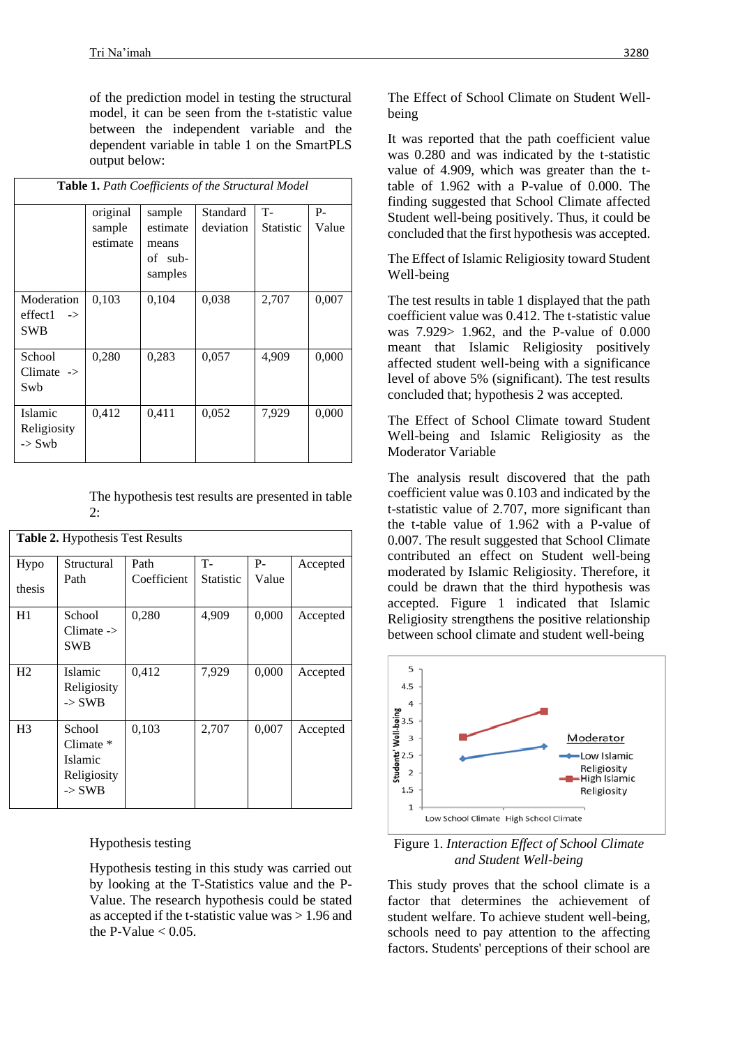of the prediction model in testing the structural model, it can be seen from the t-statistic value between the independent variable and the dependent variable in table 1 on the SmartPLS output below:

**Table 1.** *Path Coefficients of the Structural Model*

| | original sample estimate | sample estimate means of sub-samples | Standard deviation | T-Statistic | P-Value |
|---|---|---|---|---|---|
| Moderation effect1 -> SWB | 0,103 | 0,104 | 0,038 | 2,707 | 0,007 |
| School Climate -> Swb | 0,280 | 0,283 | 0,057 | 4,909 | 0,000 |
| Islamic Religiosity -> Swb | 0,412 | 0,411 | 0,052 | 7,929 | 0,000 |

The hypothesis test results are presented in table 2:

**Table 2.** Hypothesis Test Results

| Hypothesis | Structural Path | Path Coefficient | T-Statistic | P-Value | Accepted |
|---|---|---|---|---|---|
| H1 | School Climate -> SWB | 0,280 | 4,909 | 0,000 | Accepted |
| H2 | Islamic Religiosity -> SWB | 0,412 | 7,929 | 0,000 | Accepted |
| H3 | School Climate * Islamic Religiosity -> SWB | 0,103 | 2,707 | 0,007 | Accepted |

Hypothesis testing

Hypothesis testing in this study was carried out by looking at the T-Statistics value and the P-Value. The research hypothesis could be stated as accepted if the t-statistic value was > 1.96 and the P-Value < 0.05.

The Effect of School Climate on Student Well-being

It was reported that the path coefficient value was 0.280 and was indicated by the t-statistic value of 4.909, which was greater than the t-table of 1.962 with a P-value of 0.000. The finding suggested that School Climate affected Student well-being positively. Thus, it could be concluded that the first hypothesis was accepted.

The Effect of Islamic Religiosity toward Student Well-being

The test results in table 1 displayed that the path coefficient value was 0.412. The t-statistic value was 7.929> 1.962, and the P-value of 0.000 meant that Islamic Religiosity positively affected student well-being with a significance level of above 5% (significant). The test results concluded that; hypothesis 2 was accepted.

The Effect of School Climate toward Student Well-being and Islamic Religiosity as the Moderator Variable

The analysis result discovered that the path coefficient value was 0.103 and indicated by the t-statistic value of 2.707, more significant than the t-table value of 1.962 with a P-value of 0.007. The result suggested that School Climate contributed an effect on Student well-being moderated by Islamic Religiosity. Therefore, it could be drawn that the third hypothesis was accepted. Figure 1 indicated that Islamic Religiosity strengthens the positive relationship between school climate and student well-being

Figure 1. *Interaction Effect of School Climate and Student Well-being*

This study proves that the school climate is a factor that determines the achievement of student welfare. To achieve student well-being, schools need to pay attention to the affecting factors. Students' perceptions of their school are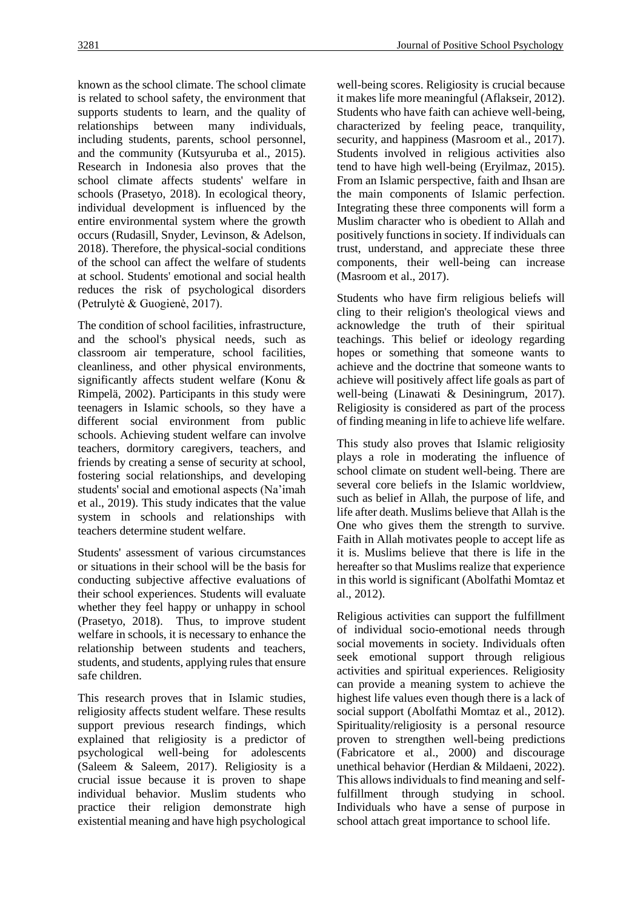known as the school climate. The school climate is related to school safety, the environment that supports students to learn, and the quality of relationships between many individuals, including students, parents, school personnel, and the community (Kutsyuruba et al., 2015). Research in Indonesia also proves that the school climate affects students' welfare in schools (Prasetyo, 2018). In ecological theory, individual development is influenced by the entire environmental system where the growth occurs (Rudasill, Snyder, Levinson, & Adelson, 2018). Therefore, the physical-social conditions of the school can affect the welfare of students at school. Students' emotional and social health reduces the risk of psychological disorders (Petrulytė & Guogienė, 2017).

The condition of school facilities, infrastructure, and the school's physical needs, such as classroom air temperature, school facilities, cleanliness, and other physical environments, significantly affects student welfare (Konu & Rimpelä, 2002). Participants in this study were teenagers in Islamic schools, so they have a different social environment from public schools. Achieving student welfare can involve teachers, dormitory caregivers, teachers, and friends by creating a sense of security at school, fostering social relationships, and developing students' social and emotional aspects (Na'imah et al., 2019). This study indicates that the value system in schools and relationships with teachers determine student welfare.

Students' assessment of various circumstances or situations in their school will be the basis for conducting subjective affective evaluations of their school experiences. Students will evaluate whether they feel happy or unhappy in school (Prasetyo, 2018). Thus, to improve student welfare in schools, it is necessary to enhance the relationship between students and teachers, students, and students, applying rules that ensure safe children.

This research proves that in Islamic studies, religiosity affects student welfare. These results support previous research findings, which explained that religiosity is a predictor of psychological well-being for adolescents (Saleem & Saleem, 2017). Religiosity is a crucial issue because it is proven to shape individual behavior. Muslim students who practice their religion demonstrate high existential meaning and have high psychological well-being scores. Religiosity is crucial because it makes life more meaningful (Aflakseir, 2012). Students who have faith can achieve well-being, characterized by feeling peace, tranquility, security, and happiness (Masroom et al., 2017). Students involved in religious activities also tend to have high well-being (Eryilmaz, 2015). From an Islamic perspective, faith and Ihsan are the main components of Islamic perfection. Integrating these three components will form a Muslim character who is obedient to Allah and positively functions in society. If individuals can trust, understand, and appreciate these three components, their well-being can increase (Masroom et al., 2017).

Students who have firm religious beliefs will cling to their religion's theological views and acknowledge the truth of their spiritual teachings. This belief or ideology regarding hopes or something that someone wants to achieve and the doctrine that someone wants to achieve will positively affect life goals as part of well-being (Linawati & Desiningrum, 2017). Religiosity is considered as part of the process of finding meaning in life to achieve life welfare.

This study also proves that Islamic religiosity plays a role in moderating the influence of school climate on student well-being. There are several core beliefs in the Islamic worldview, such as belief in Allah, the purpose of life, and life after death. Muslims believe that Allah is the One who gives them the strength to survive. Faith in Allah motivates people to accept life as it is. Muslims believe that there is life in the hereafter so that Muslims realize that experience in this world is significant (Abolfathi Momtaz et al., 2012).

Religious activities can support the fulfillment of individual socio-emotional needs through social movements in society. Individuals often seek emotional support through religious activities and spiritual experiences. Religiosity can provide a meaning system to achieve the highest life values even though there is a lack of social support (Abolfathi Momtaz et al., 2012). Spirituality/religiosity is a personal resource proven to strengthen well-being predictions (Fabricatore et al., 2000) and discourage unethical behavior (Herdian & Mildaeni, 2022). This allows individuals to find meaning and self-fulfillment through studying in school. Individuals who have a sense of purpose in school attach great importance to school life.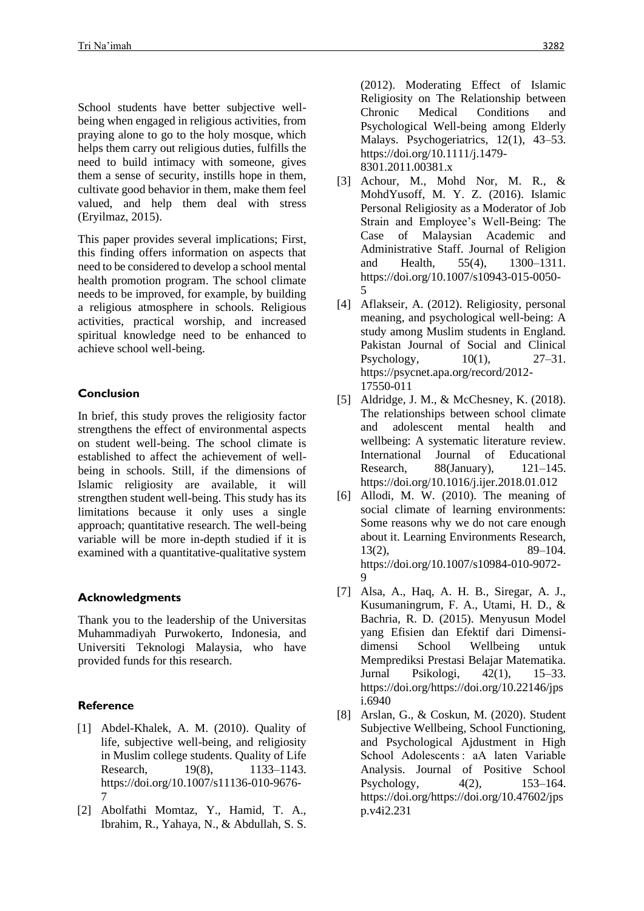School students have better subjective well-being when engaged in religious activities, from praying alone to go to the holy mosque, which helps them carry out religious duties, fulfills the need to build intimacy with someone, gives them a sense of security, instills hope in them, cultivate good behavior in them, make them feel valued, and help them deal with stress (Eryilmaz, 2015).

This paper provides several implications; First, this finding offers information on aspects that need to be considered to develop a school mental health promotion program. The school climate needs to be improved, for example, by building a religious atmosphere in schools. Religious activities, practical worship, and increased spiritual knowledge need to be enhanced to achieve school well-being.

## Conclusion

In brief, this study proves the religiosity factor strengthens the effect of environmental aspects on student well-being. The school climate is established to affect the achievement of well-being in schools. Still, if the dimensions of Islamic religiosity are available, it will strengthen student well-being. This study has its limitations because it only uses a single approach; quantitative research. The well-being variable will be more in-depth studied if it is examined with a quantitative-qualitative system

## Acknowledgments

Thank you to the leadership of the Universitas Muhammadiyah Purwokerto, Indonesia, and Universiti Teknologi Malaysia, who have provided funds for this research.

## Reference

[1] Abdel-Khalek, A. M. (2010). Quality of life, subjective well-being, and religiosity in Muslim college students. Quality of Life Research, 19(8), 1133–1143. https://doi.org/10.1007/s11136-010-9676-7

[2] Abolfathi Momtaz, Y., Hamid, T. A., Ibrahim, R., Yahaya, N., & Abdullah, S. S. (2012). Moderating Effect of Islamic Religiosity on The Relationship between Chronic Medical Conditions and Psychological Well-being among Elderly Malays. Psychogeriatrics, 12(1), 43–53. https://doi.org/10.1111/j.1479-8301.2011.00381.x

[3] Achour, M., Mohd Nor, M. R., & MohdYusoff, M. Y. Z. (2016). Islamic Personal Religiosity as a Moderator of Job Strain and Employee's Well-Being: The Case of Malaysian Academic and Administrative Staff. Journal of Religion and Health, 55(4), 1300–1311. https://doi.org/10.1007/s10943-015-0050-5

[4] Aflakseir, A. (2012). Religiosity, personal meaning, and psychological well-being: A study among Muslim students in England. Pakistan Journal of Social and Clinical Psychology, 10(1), 27–31. https://psycnet.apa.org/record/2012-17550-011

[5] Aldridge, J. M., & McChesney, K. (2018). The relationships between school climate and adolescent mental health and wellbeing: A systematic literature review. International Journal of Educational Research, 88(January), 121–145. https://doi.org/10.1016/j.ijer.2018.01.012

[6] Allodi, M. W. (2010). The meaning of social climate of learning environments: Some reasons why we do not care enough about it. Learning Environments Research, 13(2), 89–104. https://doi.org/10.1007/s10984-010-9072-9

[7] Alsa, A., Haq, A. H. B., Siregar, A. J., Kusumaningrum, F. A., Utami, H. D., & Bachria, R. D. (2015). Menyusun Model yang Efisien dan Efektif dari Dimensi-dimensi School Wellbeing untuk Memprediksi Prestasi Belajar Matematika. Jurnal Psikologi, 42(1), 15–33. https://doi.org/https://doi.org/10.22146/jpsi.6940

[8] Arslan, G., & Coskun, M. (2020). Student Subjective Wellbeing, School Functioning, and Psychological Ajdustment in High School Adolescents : aA laten Variable Analysis. Journal of Positive School Psychology, 4(2), 153–164. https://doi.org/https://doi.org/10.47602/jpsp.v4i2.231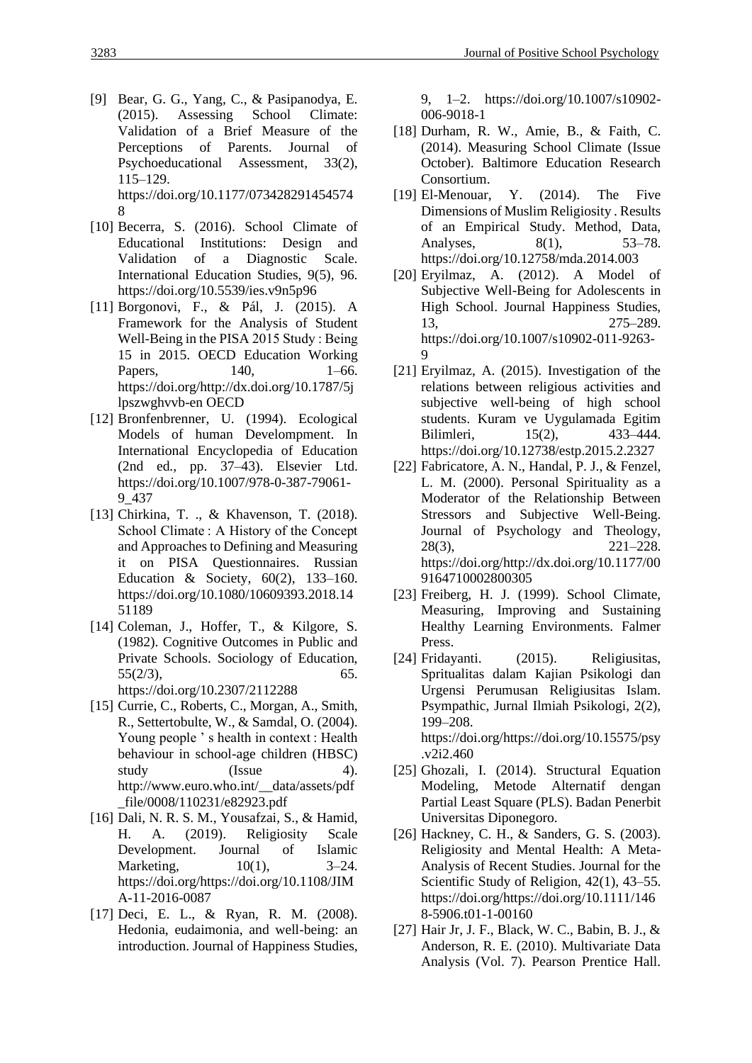[9] Bear, G. G., Yang, C., & Pasipanodya, E. (2015). Assessing School Climate: Validation of a Brief Measure of the Perceptions of Parents. Journal of Psychoeducational Assessment, 33(2), 115–129. https://doi.org/10.1177/0734282914545748

[10] Becerra, S. (2016). School Climate of Educational Institutions: Design and Validation of a Diagnostic Scale. International Education Studies, 9(5), 96. https://doi.org/10.5539/ies.v9n5p96

[11] Borgonovi, F., & Pál, J. (2015). A Framework for the Analysis of Student Well-Being in the PISA 2015 Study : Being 15 in 2015. OECD Education Working Papers, 140, 1–66. https://doi.org/http://dx.doi.org/10.1787/5jlpszwghvvb-en OECD

[12] Bronfenbrenner, U. (1994). Ecological Models of human Develompment. In International Encyclopedia of Education (2nd ed., pp. 37–43). Elsevier Ltd. https://doi.org/10.1007/978-0-387-79061-9_437

[13] Chirkina, T. ., & Khavenson, T. (2018). School Climate : A History of the Concept and Approaches to Defining and Measuring it on PISA Questionnaires. Russian Education & Society, 60(2), 133–160. https://doi.org/10.1080/10609393.2018.1451189

[14] Coleman, J., Hoffer, T., & Kilgore, S. (1982). Cognitive Outcomes in Public and Private Schools. Sociology of Education, 55(2/3), 65. https://doi.org/10.2307/2112288

[15] Currie, C., Roberts, C., Morgan, A., Smith, R., Settertobulte, W., & Samdal, O. (2004). Young people ' s health in context : Health behaviour in school-age children (HBSC) study (Issue 4). http://www.euro.who.int/__data/assets/pdf_file/0008/110231/e82923.pdf

[16] Dali, N. R. S. M., Yousafzai, S., & Hamid, H. A. (2019). Religiosity Scale Development. Journal of Islamic Marketing, 10(1), 3–24. https://doi.org/https://doi.org/10.1108/JIMA-11-2016-0087

[17] Deci, E. L., & Ryan, R. M. (2008). Hedonia, eudaimonia, and well-being: an introduction. Journal of Happiness Studies, 9, 1–2. https://doi.org/10.1007/s10902-006-9018-1

[18] Durham, R. W., Amie, B., & Faith, C. (2014). Measuring School Climate (Issue October). Baltimore Education Research Consortium.

[19] El-Menouar, Y. (2014). The Five Dimensions of Muslim Religiosity . Results of an Empirical Study. Method, Data, Analyses, 8(1), 53–78. https://doi.org/10.12758/mda.2014.003

[20] Eryilmaz, A. (2012). A Model of Subjective Well-Being for Adolescents in High School. Journal Happiness Studies, 13, 275–289. https://doi.org/10.1007/s10902-011-9263-9

[21] Eryilmaz, A. (2015). Investigation of the relations between religious activities and subjective well-being of high school students. Kuram ve Uygulamada Egitim Bilimleri, 15(2), 433–444. https://doi.org/10.12738/estp.2015.2.2327

[22] Fabricatore, A. N., Handal, P. J., & Fenzel, L. M. (2000). Personal Spirituality as a Moderator of the Relationship Between Stressors and Subjective Well-Being. Journal of Psychology and Theology, 28(3), 221–228. https://doi.org/http://dx.doi.org/10.1177/009164710002800305

[23] Freiberg, H. J. (1999). School Climate, Measuring, Improving and Sustaining Healthy Learning Environments. Falmer Press.

[24] Fridayanti. (2015). Religiusitas, Spritualitas dalam Kajian Psikologi dan Urgensi Perumusan Religiusitas Islam. Psympathic, Jurnal Ilmiah Psikologi, 2(2), 199–208. https://doi.org/https://doi.org/10.15575/psy.v2i2.460

[25] Ghozali, I. (2014). Structural Equation Modeling, Metode Alternatif dengan Partial Least Square (PLS). Badan Penerbit Universitas Diponegoro.

[26] Hackney, C. H., & Sanders, G. S. (2003). Religiosity and Mental Health: A Meta-Analysis of Recent Studies. Journal for the Scientific Study of Religion, 42(1), 43–55. https://doi.org/https://doi.org/10.1111/1468-5906.t01-1-00160

[27] Hair Jr, J. F., Black, W. C., Babin, B. J., & Anderson, R. E. (2010). Multivariate Data Analysis (Vol. 7). Pearson Prentice Hall.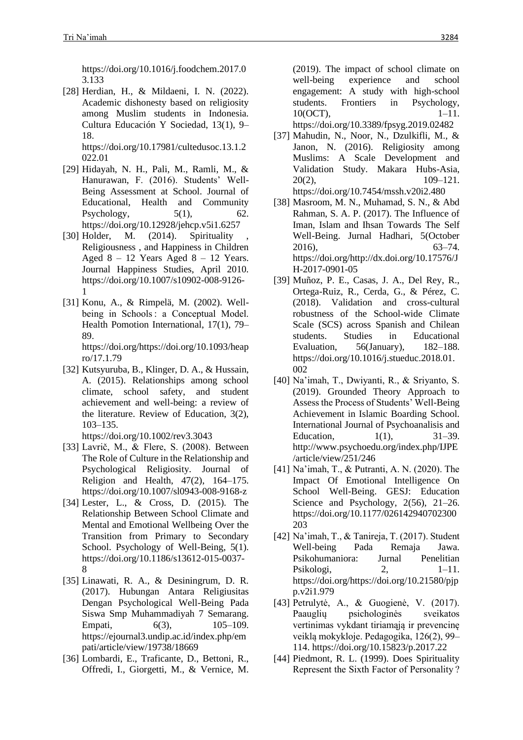https://doi.org/10.1016/j.foodchem.2017.03.133

[28] Herdian, H., & Mildaeni, I. N. (2022). Academic dishonesty based on religiosity among Muslim students in Indonesia. Cultura Educación Y Sociedad, 13(1), 9–18. https://doi.org/10.17981/cultedusoc.13.1.2022.01

[29] Hidayah, N. H., Pali, M., Ramli, M., & Hanurawan, F. (2016). Students' Well-Being Assessment at School. Journal of Educational, Health and Community Psychology, 5(1), 62. https://doi.org/10.12928/jehcp.v5i1.6257

[30] Holder, M. (2014). Spirituality , Religiousness , and Happiness in Children Aged 8 – 12 Years Aged 8 – 12 Years. Journal Happiness Studies, April 2010. https://doi.org/10.1007/s10902-008-9126-1

[31] Konu, A., & Rimpelä, M. (2002). Well-being in Schools : a Conceptual Model. Health Pomotion International, 17(1), 79–89. https://doi.org/https://doi.org/10.1093/heapro/17.1.79

[32] Kutsyuruba, B., Klinger, D. A., & Hussain, A. (2015). Relationships among school climate, school safety, and student achievement and well-being: a review of the literature. Review of Education, 3(2), 103–135. https://doi.org/10.1002/rev3.3043

[33] Lavrič, M., & Flere, S. (2008). Between The Role of Culture in the Relationship and Psychological Religiosity. Journal of Religion and Health, 47(2), 164–175. https://doi.org/10.1007/sl0943-008-9168-z

[34] Lester, L., & Cross, D. (2015). The Relationship Between School Climate and Mental and Emotional Wellbeing Over the Transition from Primary to Secondary School. Psychology of Well-Being, 5(1). https://doi.org/10.1186/s13612-015-0037-8

[35] Linawati, R. A., & Desiningrum, D. R. (2017). Hubungan Antara Religiusitas Dengan Psychological Well-Being Pada Siswa Smp Muhammadiyah 7 Semarang. Empati, 6(3), 105–109. https://ejournal3.undip.ac.id/index.php/empati/article/view/19738/18669

[36] Lombardi, E., Traficante, D., Bettoni, R., Offredi, I., Giorgetti, M., & Vernice, M. (2019). The impact of school climate on well-being experience and school engagement: A study with high-school students. Frontiers in Psychology, 10(OCT), 1–11. https://doi.org/10.3389/fpsyg.2019.02482

[37] Mahudin, N., Noor, N., Dzulkifli, M., & Janon, N. (2016). Religiosity among Muslims: A Scale Development and Validation Study. Makara Hubs-Asia, 20(2), 109–121. https://doi.org/10.7454/mssh.v20i2.480

[38] Masroom, M. N., Muhamad, S. N., & Abd Rahman, S. A. P. (2017). The Influence of Iman, Islam and Ihsan Towards The Self Well-Being. Jurnal Hadhari, 5(October 2016), 63–74. https://doi.org/http://dx.doi.org/10.17576/JH-2017-0901-05

[39] Muñoz, P. E., Casas, J. A., Del Rey, R., Ortega-Ruiz, R., Cerda, G., & Pérez, C. (2018). Validation and cross-cultural robustness of the School-wide Climate Scale (SCS) across Spanish and Chilean students. Studies in Educational Evaluation, 56(January), 182–188. https://doi.org/10.1016/j.stueduc.2018.01.002

[40] Na'imah, T., Dwiyanti, R., & Sriyanto, S. (2019). Grounded Theory Approach to Assess the Process of Students' Well-Being Achievement in Islamic Boarding School. International Journal of Psychoanalisis and Education, 1(1), 31–39. http://www.psychoedu.org/index.php/IJPE/article/view/251/246

[41] Na'imah, T., & Putranti, A. N. (2020). The Impact Of Emotional Intelligence On School Well-Being. GESJ: Education Science and Psychology, 2(56), 21–26. https://doi.org/10.1177/026142940702300203

[42] Na'imah, T., & Tanireja, T. (2017). Student Well-being Pada Remaja Jawa. Psikohumaniora: Jurnal Penelitian Psikologi, 2, 1–11. https://doi.org/https://doi.org/10.21580/pjpp.v2i1.979

[43] Petrulytė, A., & Guogienė, V. (2017). Paauglių psichologinės sveikatos vertinimas vykdant tiriamąją ir prevencinę veiklą mokykloje. Pedagogika, 126(2), 99–114. https://doi.org/10.15823/p.2017.22

[44] Piedmont, R. L. (1999). Does Spirituality Represent the Sixth Factor of Personality ?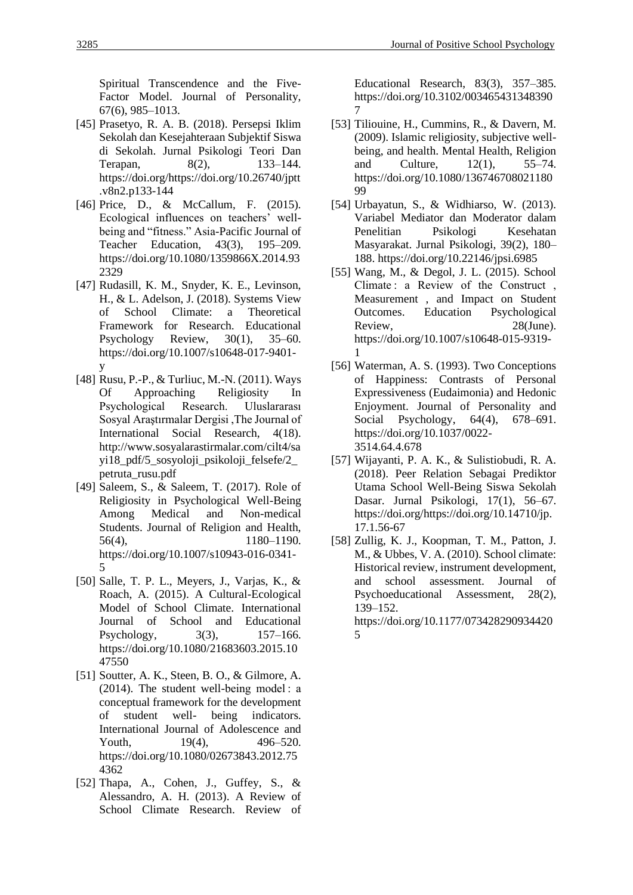Spiritual Transcendence and the Five-Factor Model. Journal of Personality, 67(6), 985–1013.

[45] Prasetyo, R. A. B. (2018). Persepsi Iklim Sekolah dan Kesejahteraan Subjektif Siswa di Sekolah. Jurnal Psikologi Teori Dan Terapan, 8(2), 133–144. https://doi.org/https://doi.org/10.26740/jptt.v8n2.p133-144

[46] Price, D., & McCallum, F. (2015). Ecological influences on teachers' well-being and "fitness." Asia-Pacific Journal of Teacher Education, 43(3), 195–209. https://doi.org/10.1080/1359866X.2014.932329

[47] Rudasill, K. M., Snyder, K. E., Levinson, H., & L. Adelson, J. (2018). Systems View of School Climate: a Theoretical Framework for Research. Educational Psychology Review, 30(1), 35–60. https://doi.org/10.1007/s10648-017-9401-y

[48] Rusu, P.-P., & Turliuc, M.-N. (2011). Ways Of Approaching Religiosity In Psychological Research. Uluslararası Sosyal Araştırmalar Dergisi ,The Journal of International Social Research, 4(18). http://www.sosyalarastirmalar.com/cilt4/sayi18_pdf/5_sosyoloji_psikoloji_felsefe/2_petruta_rusu.pdf

[49] Saleem, S., & Saleem, T. (2017). Role of Religiosity in Psychological Well-Being Among Medical and Non-medical Students. Journal of Religion and Health, 56(4), 1180–1190. https://doi.org/10.1007/s10943-016-0341-5

[50] Salle, T. P. L., Meyers, J., Varjas, K., & Roach, A. (2015). A Cultural-Ecological Model of School Climate. International Journal of School and Educational Psychology, 3(3), 157–166. https://doi.org/10.1080/21683603.2015.1047550

[51] Soutter, A. K., Steen, B. O., & Gilmore, A. (2014). The student well-being model : a conceptual framework for the development of student well- being indicators. International Journal of Adolescence and Youth, 19(4), 496–520. https://doi.org/10.1080/02673843.2012.754362

[52] Thapa, A., Cohen, J., Guffey, S., & Alessandro, A. H. (2013). A Review of School Climate Research. Review of Educational Research, 83(3), 357–385. https://doi.org/10.3102/0034654313483907

[53] Tiliouine, H., Cummins, R., & Davern, M. (2009). Islamic religiosity, subjective well-being, and health. Mental Health, Religion and Culture, 12(1), 55–74. https://doi.org/10.1080/13674670802118099

[54] Urbayatun, S., & Widhiarso, W. (2013). Variabel Mediator dan Moderator dalam Penelitian Psikologi Kesehatan Masyarakat. Jurnal Psikologi, 39(2), 180–188. https://doi.org/10.22146/jpsi.6985

[55] Wang, M., & Degol, J. L. (2015). School Climate : a Review of the Construct , Measurement , and Impact on Student Outcomes. Education Psychological Review, 28(June). https://doi.org/10.1007/s10648-015-9319-1

[56] Waterman, A. S. (1993). Two Conceptions of Happiness: Contrasts of Personal Expressiveness (Eudaimonia) and Hedonic Enjoyment. Journal of Personality and Social Psychology, 64(4), 678–691. https://doi.org/10.1037/0022-3514.64.4.678

[57] Wijayanti, P. A. K., & Sulistiobudi, R. A. (2018). Peer Relation Sebagai Prediktor Utama School Well-Being Siswa Sekolah Dasar. Jurnal Psikologi, 17(1), 56–67. https://doi.org/https://doi.org/10.14710/jp.17.1.56-67

[58] Zullig, K. J., Koopman, T. M., Patton, J. M., & Ubbes, V. A. (2010). School climate: Historical review, instrument development, and school assessment. Journal of Psychoeducational Assessment, 28(2), 139–152. https://doi.org/10.1177/0734282909344205